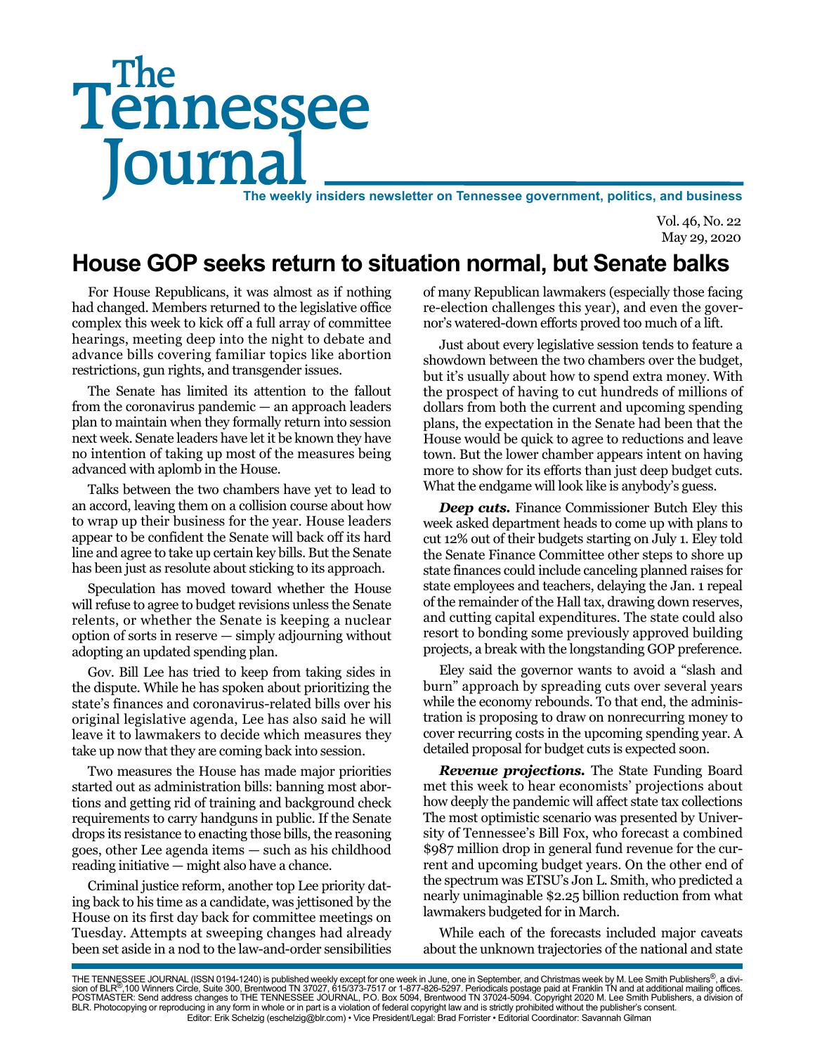# The Tennessee Journal

**The weekly insiders newsletter on Tennessee government, politics, and business**

Vol. 46, No. 22
May 29, 2020

## House GOP seeks return to situation normal, but Senate balks

For House Republicans, it was almost as if nothing had changed. Members returned to the legislative office complex this week to kick off a full array of committee hearings, meeting deep into the night to debate and advance bills covering familiar topics like abortion restrictions, gun rights, and transgender issues.

The Senate has limited its attention to the fallout from the coronavirus pandemic — an approach leaders plan to maintain when they formally return into session next week. Senate leaders have let it be known they have no intention of taking up most of the measures being advanced with aplomb in the House.

Talks between the two chambers have yet to lead to an accord, leaving them on a collision course about how to wrap up their business for the year. House leaders appear to be confident the Senate will back off its hard line and agree to take up certain key bills. But the Senate has been just as resolute about sticking to its approach.

Speculation has moved toward whether the House will refuse to agree to budget revisions unless the Senate relents, or whether the Senate is keeping a nuclear option of sorts in reserve — simply adjourning without adopting an updated spending plan.

Gov. Bill Lee has tried to keep from taking sides in the dispute. While he has spoken about prioritizing the state's finances and coronavirus-related bills over his original legislative agenda, Lee has also said he will leave it to lawmakers to decide which measures they take up now that they are coming back into session.

Two measures the House has made major priorities started out as administration bills: banning most abortions and getting rid of training and background check requirements to carry handguns in public. If the Senate drops its resistance to enacting those bills, the reasoning goes, other Lee agenda items — such as his childhood reading initiative — might also have a chance.

Criminal justice reform, another top Lee priority dating back to his time as a candidate, was jettisoned by the House on its first day back for committee meetings on Tuesday. Attempts at sweeping changes had already been set aside in a nod to the law-and-order sensibilities of many Republican lawmakers (especially those facing re-election challenges this year), and even the governor's watered-down efforts proved too much of a lift.

Just about every legislative session tends to feature a showdown between the two chambers over the budget, but it's usually about how to spend extra money. With the prospect of having to cut hundreds of millions of dollars from both the current and upcoming spending plans, the expectation in the Senate had been that the House would be quick to agree to reductions and leave town. But the lower chamber appears intent on having more to show for its efforts than just deep budget cuts. What the endgame will look like is anybody's guess.

***Deep cuts.*** Finance Commissioner Butch Eley this week asked department heads to come up with plans to cut 12% out of their budgets starting on July 1. Eley told the Senate Finance Committee other steps to shore up state finances could include canceling planned raises for state employees and teachers, delaying the Jan. 1 repeal of the remainder of the Hall tax, drawing down reserves, and cutting capital expenditures. The state could also resort to bonding some previously approved building projects, a break with the longstanding GOP preference.

Eley said the governor wants to avoid a "slash and burn" approach by spreading cuts over several years while the economy rebounds. To that end, the administration is proposing to draw on nonrecurring money to cover recurring costs in the upcoming spending year. A detailed proposal for budget cuts is expected soon.

***Revenue projections.*** The State Funding Board met this week to hear economists' projections about how deeply the pandemic will affect state tax collections The most optimistic scenario was presented by University of Tennessee's Bill Fox, who forecast a combined $987 million drop in general fund revenue for the current and upcoming budget years. On the other end of the spectrum was ETSU's Jon L. Smith, who predicted a nearly unimaginable $2.25 billion reduction from what lawmakers budgeted for in March.

While each of the forecasts included major caveats about the unknown trajectories of the national and state

THE TENNESSEE JOURNAL (ISSN 0194-1240) is published weekly except for one week in June, one in September, and Christmas week by M. Lee Smith Publishers®, a division of BLR®,100 Winners Circle, Suite 300, Brentwood TN 37027, 615/373-7517 or 1-877-826-5297. Periodicals postage paid at Franklin TN and at additional mailing offices. POSTMASTER: Send address changes to THE TENNESSEE JOURNAL, P.O. Box 5094, Brentwood TN 37024-5094. Copyright 2020 M. Lee Smith Publishers, a division of BLR. Photocopying or reproducing in any form in whole or in part is a violation of federal copyright law and is strictly prohibited without the publisher's consent.
Editor: Erik Schelzig (eschelzig@blr.com) • Vice President/Legal: Brad Forrister • Editorial Coordinator: Savannah Gilman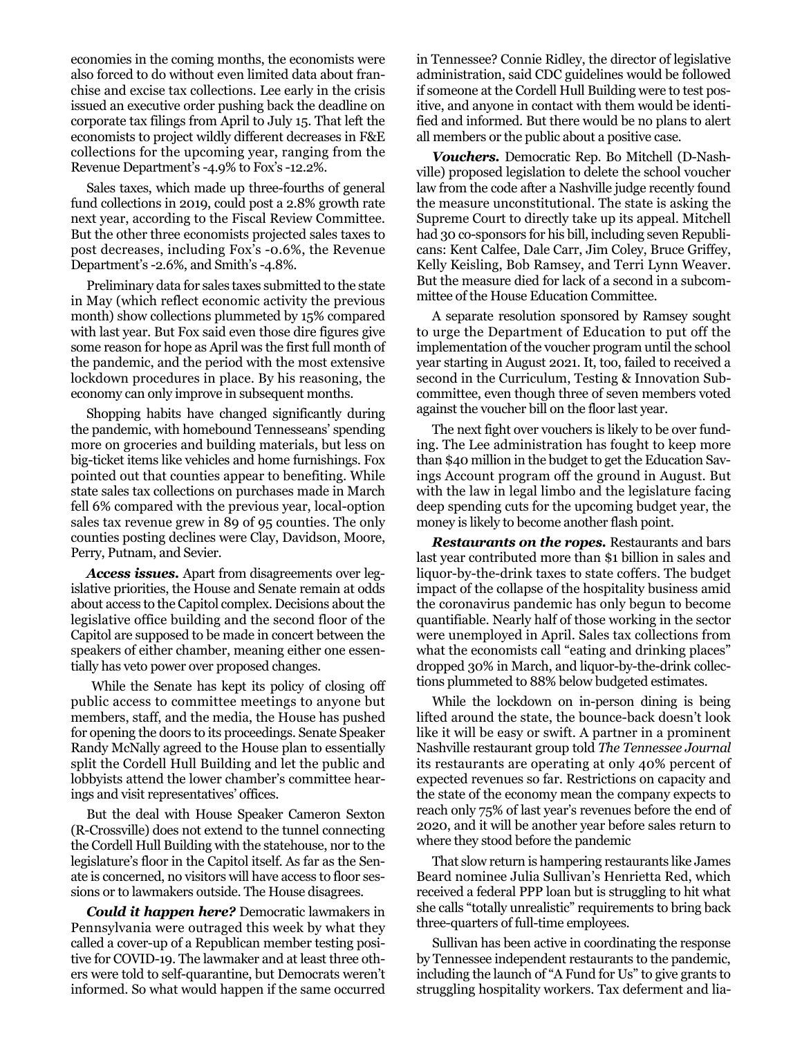economies in the coming months, the economists were also forced to do without even limited data about franchise and excise tax collections. Lee early in the crisis issued an executive order pushing back the deadline on corporate tax filings from April to July 15. That left the economists to project wildly different decreases in F&E collections for the upcoming year, ranging from the Revenue Department's -4.9% to Fox's -12.2%.

Sales taxes, which made up three-fourths of general fund collections in 2019, could post a 2.8% growth rate next year, according to the Fiscal Review Committee. But the other three economists projected sales taxes to post decreases, including Fox's -0.6%, the Revenue Department's -2.6%, and Smith's -4.8%.

Preliminary data for sales taxes submitted to the state in May (which reflect economic activity the previous month) show collections plummeted by 15% compared with last year. But Fox said even those dire figures give some reason for hope as April was the first full month of the pandemic, and the period with the most extensive lockdown procedures in place. By his reasoning, the economy can only improve in subsequent months.

Shopping habits have changed significantly during the pandemic, with homebound Tennesseans' spending more on groceries and building materials, but less on big-ticket items like vehicles and home furnishings. Fox pointed out that counties appear to benefiting. While state sales tax collections on purchases made in March fell 6% compared with the previous year, local-option sales tax revenue grew in 89 of 95 counties. The only counties posting declines were Clay, Davidson, Moore, Perry, Putnam, and Sevier.

***Access issues.*** Apart from disagreements over legislative priorities, the House and Senate remain at odds about access to the Capitol complex. Decisions about the legislative office building and the second floor of the Capitol are supposed to be made in concert between the speakers of either chamber, meaning either one essentially has veto power over proposed changes.

While the Senate has kept its policy of closing off public access to committee meetings to anyone but members, staff, and the media, the House has pushed for opening the doors to its proceedings. Senate Speaker Randy McNally agreed to the House plan to essentially split the Cordell Hull Building and let the public and lobbyists attend the lower chamber's committee hearings and visit representatives' offices.

But the deal with House Speaker Cameron Sexton (R-Crossville) does not extend to the tunnel connecting the Cordell Hull Building with the statehouse, nor to the legislature's floor in the Capitol itself. As far as the Senate is concerned, no visitors will have access to floor sessions or to lawmakers outside. The House disagrees.

***Could it happen here?*** Democratic lawmakers in Pennsylvania were outraged this week by what they called a cover-up of a Republican member testing positive for COVID-19. The lawmaker and at least three others were told to self-quarantine, but Democrats weren't informed. So what would happen if the same occurred in Tennessee? Connie Ridley, the director of legislative administration, said CDC guidelines would be followed if someone at the Cordell Hull Building were to test positive, and anyone in contact with them would be identified and informed. But there would be no plans to alert all members or the public about a positive case.

***Vouchers.*** Democratic Rep. Bo Mitchell (D-Nashville) proposed legislation to delete the school voucher law from the code after a Nashville judge recently found the measure unconstitutional. The state is asking the Supreme Court to directly take up its appeal. Mitchell had 30 co-sponsors for his bill, including seven Republicans: Kent Calfee, Dale Carr, Jim Coley, Bruce Griffey, Kelly Keisling, Bob Ramsey, and Terri Lynn Weaver. But the measure died for lack of a second in a subcommittee of the House Education Committee.

A separate resolution sponsored by Ramsey sought to urge the Department of Education to put off the implementation of the voucher program until the school year starting in August 2021. It, too, failed to received a second in the Curriculum, Testing & Innovation Subcommittee, even though three of seven members voted against the voucher bill on the floor last year.

The next fight over vouchers is likely to be over funding. The Lee administration has fought to keep more than $40 million in the budget to get the Education Savings Account program off the ground in August. But with the law in legal limbo and the legislature facing deep spending cuts for the upcoming budget year, the money is likely to become another flash point.

***Restaurants on the ropes.*** Restaurants and bars last year contributed more than $1 billion in sales and liquor-by-the-drink taxes to state coffers. The budget impact of the collapse of the hospitality business amid the coronavirus pandemic has only begun to become quantifiable. Nearly half of those working in the sector were unemployed in April. Sales tax collections from what the economists call "eating and drinking places" dropped 30% in March, and liquor-by-the-drink collections plummeted to 88% below budgeted estimates.

While the lockdown on in-person dining is being lifted around the state, the bounce-back doesn't look like it will be easy or swift. A partner in a prominent Nashville restaurant group told *The Tennessee Journal* its restaurants are operating at only 40% percent of expected revenues so far. Restrictions on capacity and the state of the economy mean the company expects to reach only 75% of last year's revenues before the end of 2020, and it will be another year before sales return to where they stood before the pandemic

That slow return is hampering restaurants like James Beard nominee Julia Sullivan's Henrietta Red, which received a federal PPP loan but is struggling to hit what she calls "totally unrealistic" requirements to bring back three-quarters of full-time employees.

Sullivan has been active in coordinating the response by Tennessee independent restaurants to the pandemic, including the launch of "A Fund for Us" to give grants to struggling hospitality workers. Tax deferment and lia-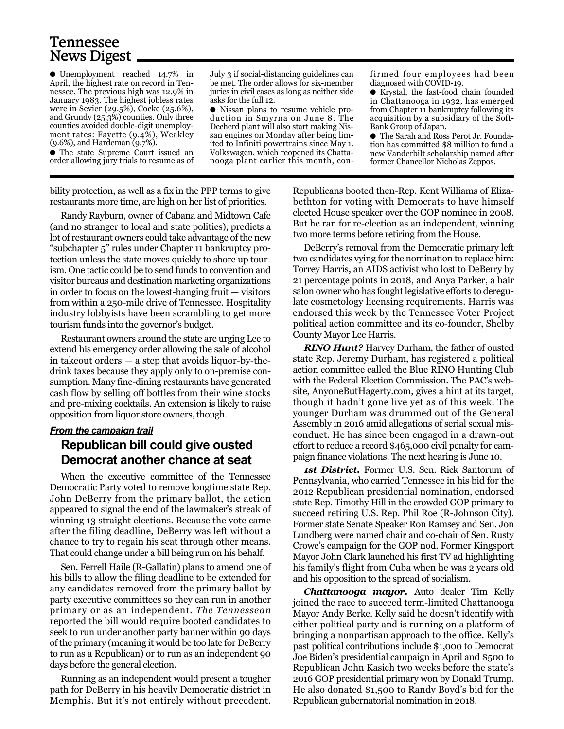## Tennessee News Digest

- Unemployment reached 14.7% in April, the highest rate on record in Tennessee. The previous high was 12.9% in January 1983. The highest jobless rates were in Sevier (29.5%), Cocke (25.6%), and Grundy (25.3%) counties. Only three counties avoided double-digit unemployment rates: Fayette (9.4%), Weakley (9.6%), and Hardeman (9.7%).
- The state Supreme Court issued an order allowing jury trials to resume as of July 3 if social-distancing guidelines can be met. The order allows for six-member juries in civil cases as long as neither side asks for the full 12.
- Nissan plans to resume vehicle production in Smyrna on June 8. The Decherd plant will also start making Nissan engines on Monday after being limited to Infiniti powertrains since May 1. Volkswagen, which reopened its Chattanooga plant earlier this month, confirmed four employees had been diagnosed with COVID-19.
- Krystal, the fast-food chain founded in Chattanooga in 1932, has emerged from Chapter 11 bankruptcy following its acquisition by a subsidiary of the SoftBank Group of Japan.
- The Sarah and Ross Perot Jr. Foundation has committed $8 million to fund a new Vanderbilt scholarship named after former Chancellor Nicholas Zeppos.

bility protection, as well as a fix in the PPP terms to give restaurants more time, are high on her list of priorities.

Randy Rayburn, owner of Cabana and Midtown Cafe (and no stranger to local and state politics), predicts a lot of restaurant owners could take advantage of the new "subchapter 5" rules under Chapter 11 bankruptcy protection unless the state moves quickly to shore up tourism. One tactic could be to send funds to convention and visitor bureaus and destination marketing organizations in order to focus on the lowest-hanging fruit — visitors from within a 250-mile drive of Tennessee. Hospitality industry lobbyists have been scrambling to get more tourism funds into the governor's budget.

Restaurant owners around the state are urging Lee to extend his emergency order allowing the sale of alcohol in takeout orders — a step that avoids liquor-by-the-drink taxes because they apply only to on-premise consumption. Many fine-dining restaurants have generated cash flow by selling off bottles from their wine stocks and pre-mixing cocktails. An extension is likely to raise opposition from liquor store owners, though.

***From the campaign trail***

## Republican bill could give ousted Democrat another chance at seat

When the executive committee of the Tennessee Democratic Party voted to remove longtime state Rep. John DeBerry from the primary ballot, the action appeared to signal the end of the lawmaker's streak of winning 13 straight elections. Because the vote came after the filing deadline, DeBerry was left without a chance to try to regain his seat through other means. That could change under a bill being run on his behalf.

Sen. Ferrell Haile (R-Gallatin) plans to amend one of his bills to allow the filing deadline to be extended for any candidates removed from the primary ballot by party executive committees so they can run in another primary or as an independent. *The Tennessean* reported the bill would require booted candidates to seek to run under another party banner within 90 days of the primary (meaning it would be too late for DeBerry to run as a Republican) or to run as an independent 90 days before the general election.

Running as an independent would present a tougher path for DeBerry in his heavily Democratic district in Memphis. But it's not entirely without precedent. Republicans booted then-Rep. Kent Williams of Elizabethton for voting with Democrats to have himself elected House speaker over the GOP nominee in 2008. But he ran for re-election as an independent, winning two more terms before retiring from the House.

DeBerry's removal from the Democratic primary left two candidates vying for the nomination to replace him: Torrey Harris, an AIDS activist who lost to DeBerry by 21 percentage points in 2018, and Anya Parker, a hair salon owner who has fought legislative efforts to deregulate cosmetology licensing requirements. Harris was endorsed this week by the Tennessee Voter Project political action committee and its co-founder, Shelby County Mayor Lee Harris.

***RINO Hunt?*** Harvey Durham, the father of ousted state Rep. Jeremy Durham, has registered a political action committee called the Blue RINO Hunting Club with the Federal Election Commission. The PAC's website, AnyoneButHagerty.com, gives a hint at its target, though it hadn't gone live yet as of this week. The younger Durham was drummed out of the General Assembly in 2016 amid allegations of serial sexual misconduct. He has since been engaged in a drawn-out effort to reduce a record $465,000 civil penalty for campaign finance violations. The next hearing is June 10.

***1st District.*** Former U.S. Sen. Rick Santorum of Pennsylvania, who carried Tennessee in his bid for the 2012 Republican presidential nomination, endorsed state Rep. Timothy Hill in the crowded GOP primary to succeed retiring U.S. Rep. Phil Roe (R-Johnson City). Former state Senate Speaker Ron Ramsey and Sen. Jon Lundberg were named chair and co-chair of Sen. Rusty Crowe's campaign for the GOP nod. Former Kingsport Mayor John Clark launched his first TV ad highlighting his family's flight from Cuba when he was 2 years old and his opposition to the spread of socialism.

***Chattanooga mayor.*** Auto dealer Tim Kelly joined the race to succeed term-limited Chattanooga Mayor Andy Berke. Kelly said he doesn't identify with either political party and is running on a platform of bringing a nonpartisan approach to the office. Kelly's past political contributions include $1,000 to Democrat Joe Biden's presidential campaign in April and $500 to Republican John Kasich two weeks before the state's 2016 GOP presidential primary won by Donald Trump. He also donated $1,500 to Randy Boyd's bid for the Republican gubernatorial nomination in 2018.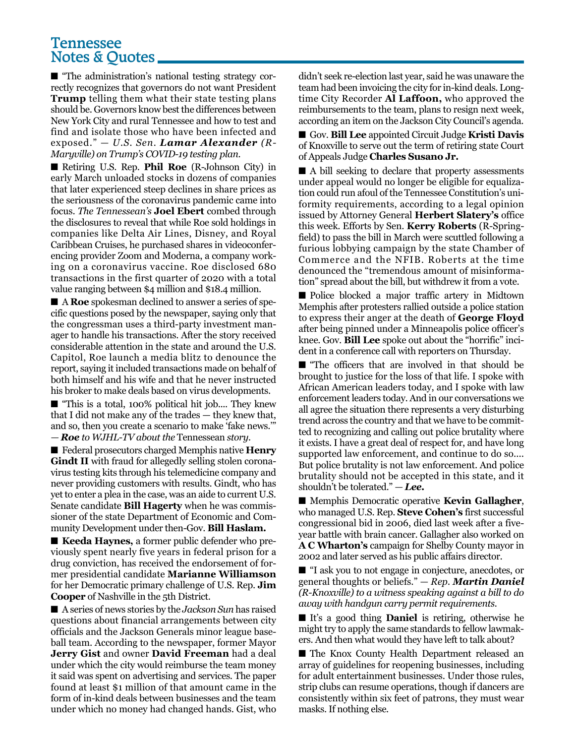# Tennessee Notes & Quotes

■ "The administration's national testing strategy correctly recognizes that governors do not want President **Trump** telling them what their state testing plans should be. Governors know best the differences between New York City and rural Tennessee and how to test and find and isolate those who have been infected and exposed." — *U.S. Sen.* ***Lamar Alexander*** *(R-Maryville) on Trump's COVID-19 testing plan.*

■ Retiring U.S. Rep. **Phil Roe** (R-Johnson City) in early March unloaded stocks in dozens of companies that later experienced steep declines in share prices as the seriousness of the coronavirus pandemic came into focus. *The Tennessean's* **Joel Ebert** combed through the disclosures to reveal that while Roe sold holdings in companies like Delta Air Lines, Disney, and Royal Caribbean Cruises, he purchased shares in videoconferencing provider Zoom and Moderna, a company working on a coronavirus vaccine. Roe disclosed 680 transactions in the first quarter of 2020 with a total value ranging between $4 million and $18.4 million.

■ A **Roe** spokesman declined to answer a series of specific questions posed by the newspaper, saying only that the congressman uses a third-party investment manager to handle his transactions. After the story received considerable attention in the state and around the U.S. Capitol, Roe launch a media blitz to denounce the report, saying it included transactions made on behalf of both himself and his wife and that he never instructed his broker to make deals based on virus developments.

■ "This is a total, 100% political hit job.... They knew that I did not make any of the trades — they knew that, and so, then you create a scenario to make 'fake news.'" — ***Roe*** *to WJHL-TV about the* Tennessean *story.*

■ Federal prosecutors charged Memphis native **Henry Gindt II** with fraud for allegedly selling stolen coronavirus testing kits through his telemedicine company and never providing customers with results. Gindt, who has yet to enter a plea in the case, was an aide to current U.S. Senate candidate **Bill Hagerty** when he was commissioner of the state Department of Economic and Community Development under then-Gov. **Bill Haslam.**

■ **Keeda Haynes,** a former public defender who previously spent nearly five years in federal prison for a drug conviction, has received the endorsement of former presidential candidate **Marianne Williamson** for her Democratic primary challenge of U.S. Rep. **Jim Cooper** of Nashville in the 5th District.

■ A series of news stories by the *Jackson Sun* has raised questions about financial arrangements between city officials and the Jackson Generals minor league baseball team. According to the newspaper, former Mayor **Jerry Gist** and owner **David Freeman** had a deal under which the city would reimburse the team money it said was spent on advertising and services. The paper found at least $1 million of that amount came in the form of in-kind deals between businesses and the team under which no money had changed hands. Gist, who didn't seek re-election last year, said he was unaware the team had been invoicing the city for in-kind deals. Longtime City Recorder **Al Laffoon,** who approved the reimbursements to the team, plans to resign next week, according an item on the Jackson City Council's agenda.

■ Gov. **Bill Lee** appointed Circuit Judge **Kristi Davis** of Knoxville to serve out the term of retiring state Court of Appeals Judge **Charles Susano Jr.**

■ A bill seeking to declare that property assessments under appeal would no longer be eligible for equalization could run afoul of the Tennessee Constitution's uniformity requirements, according to a legal opinion issued by Attorney General **Herbert Slatery's** office this week. Efforts by Sen. **Kerry Roberts** (R-Springfield) to pass the bill in March were scuttled following a furious lobbying campaign by the state Chamber of Commerce and the NFIB. Roberts at the time denounced the "tremendous amount of misinformation" spread about the bill, but withdrew it from a vote.

■ Police blocked a major traffic artery in Midtown Memphis after protesters rallied outside a police station to express their anger at the death of **George Floyd** after being pinned under a Minneapolis police officer's knee. Gov. **Bill Lee** spoke out about the "horrific" incident in a conference call with reporters on Thursday.

■ "The officers that are involved in that should be brought to justice for the loss of that life. I spoke with African American leaders today, and I spoke with law enforcement leaders today. And in our conversations we all agree the situation there represents a very disturbing trend across the country and that we have to be committed to recognizing and calling out police brutality where it exists. I have a great deal of respect for, and have long supported law enforcement, and continue to do so.... But police brutality is not law enforcement. And police brutality should not be accepted in this state, and it shouldn't be tolerated." — ***Lee.***

■ Memphis Democratic operative **Kevin Gallagher**, who managed U.S. Rep. **Steve Cohen's** first successful congressional bid in 2006, died last week after a five-year battle with brain cancer. Gallagher also worked on **A C Wharton's** campaign for Shelby County mayor in 2002 and later served as his public affairs director.

■ "I ask you to not engage in conjecture, anecdotes, or general thoughts or beliefs." — *Rep.* ***Martin Daniel*** *(R-Knoxville) to a witness speaking against a bill to do away with handgun carry permit requirements.*

■ It's a good thing **Daniel** is retiring, otherwise he might try to apply the same standards to fellow lawmakers. And then what would they have left to talk about?

■ The Knox County Health Department released an array of guidelines for reopening businesses, including for adult entertainment businesses. Under those rules, strip clubs can resume operations, though if dancers are consistently within six feet of patrons, they must wear masks. If nothing else.